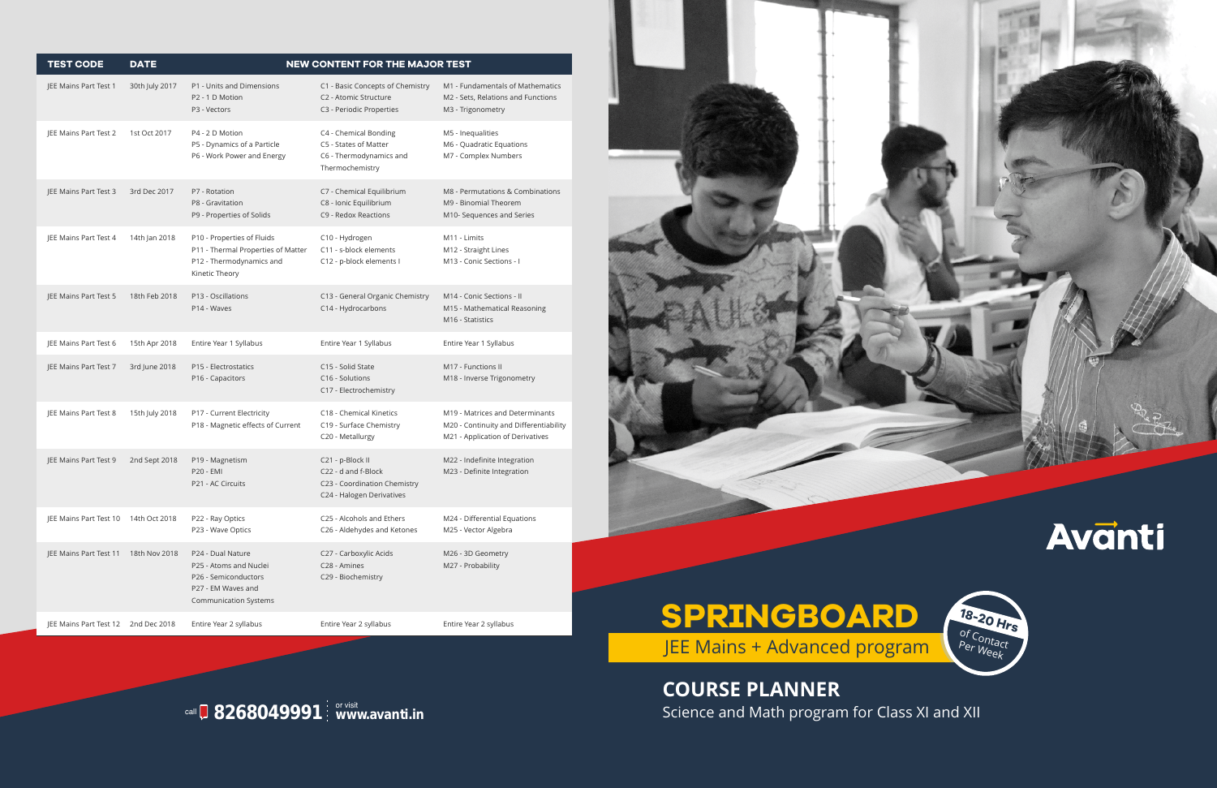| TEST CODE | DATE | NEW CONTENT FOR THE MAJOR TEST | | |
|---|---|---|---|---|
| JEE Mains Part Test 1 | 30th July 2017 | P1 - Units and Dimensions<br>P2 - 1 D Motion<br>P3 - Vectors | C1 - Basic Concepts of Chemistry<br>C2 - Atomic Structure<br>C3 - Periodic Properties | M1 - Fundamentals of Mathematics<br>M2 - Sets, Relations and Functions<br>M3 - Trigonometry |
| JEE Mains Part Test 2 | 1st Oct 2017 | P4 - 2 D Motion<br>P5 - Dynamics of a Particle<br>P6 - Work Power and Energy | C4 - Chemical Bonding<br>C5 - States of Matter<br>C6 - Thermodynamics and Thermochemistry | M5 - Inequalities<br>M6 - Quadratic Equations<br>M7 - Complex Numbers |
| JEE Mains Part Test 3 | 3rd Dec 2017 | P7 - Rotation<br>P8 - Gravitation<br>P9 - Properties of Solids | C7 - Chemical Equilibrium<br>C8 - Ionic Equilibrium<br>C9 - Redox Reactions | M8 - Permutations & Combinations<br>M9 - Binomial Theorem<br>M10- Sequences and Series |
| JEE Mains Part Test 4 | 14th Jan 2018 | P10 - Properties of Fluids<br>P11 - Thermal Properties of Matter<br>P12 - Thermodynamics and Kinetic Theory | C10 - Hydrogen<br>C11 - s-block elements<br>C12 - p-block elements I | M11 - Limits<br>M12 - Straight Lines<br>M13 - Conic Sections - I |
| JEE Mains Part Test 5 | 18th Feb 2018 | P13 - Oscillations<br>P14 - Waves | C13 - General Organic Chemistry<br>C14 - Hydrocarbons | M14 - Conic Sections - II<br>M15 - Mathematical Reasoning<br>M16 - Statistics |
| JEE Mains Part Test 6 | 15th Apr 2018 | Entire Year 1 Syllabus | Entire Year 1 Syllabus | Entire Year 1 Syllabus |
| JEE Mains Part Test 7 | 3rd June 2018 | P15 - Electrostatics<br>P16 - Capacitors | C15 - Solid State<br>C16 - Solutions<br>C17 - Electrochemistry | M17 - Functions II<br>M18 - Inverse Trigonometry |
| JEE Mains Part Test 8 | 15th July 2018 | P17 - Current Electricity<br>P18 - Magnetic effects of Current | C18 - Chemical Kinetics<br>C19 - Surface Chemistry<br>C20 - Metallurgy | M19 - Matrices and Determinants<br>M20 - Continuity and Differentiability<br>M21 - Application of Derivatives |
| JEE Mains Part Test 9 | 2nd Sept 2018 | P19 - Magnetism<br>P20 - EMI<br>P21 - AC Circuits | C21 - p-Block II<br>C22 - d and f-Block<br>C23 - Coordination Chemistry<br>C24 - Halogen Derivatives | M22 - Indefinite Integration<br>M23 - Definite Integration |
| JEE Mains Part Test 10 | 14th Oct 2018 | P22 - Ray Optics<br>P23 - Wave Optics | C25 - Alcohols and Ethers<br>C26 - Aldehydes and Ketones | M24 - Differential Equations<br>M25 - Vector Algebra |
| JEE Mains Part Test 11 | 18th Nov 2018 | P24 - Dual Nature<br>P25 - Atoms and Nuclei<br>P26 - Semiconductors<br>P27 - EM Waves and Communication Systems | C27 - Carboxylic Acids<br>C28 - Amines<br>C29 - Biochemistry | M26 - 3D Geometry<br>M27 - Probability |
| JEE Mains Part Test 12 | 2nd Dec 2018 | Entire Year 2 syllabus | Entire Year 2 syllabus | Entire Year 2 syllabus |

call 8268049991 or visit www.avanti.in

Avanti

# SPRINGBOARD

JEE Mains + Advanced program

18-20 Hrs of Contact Per Week

## COURSE PLANNER

Science and Math program for Class XI and XII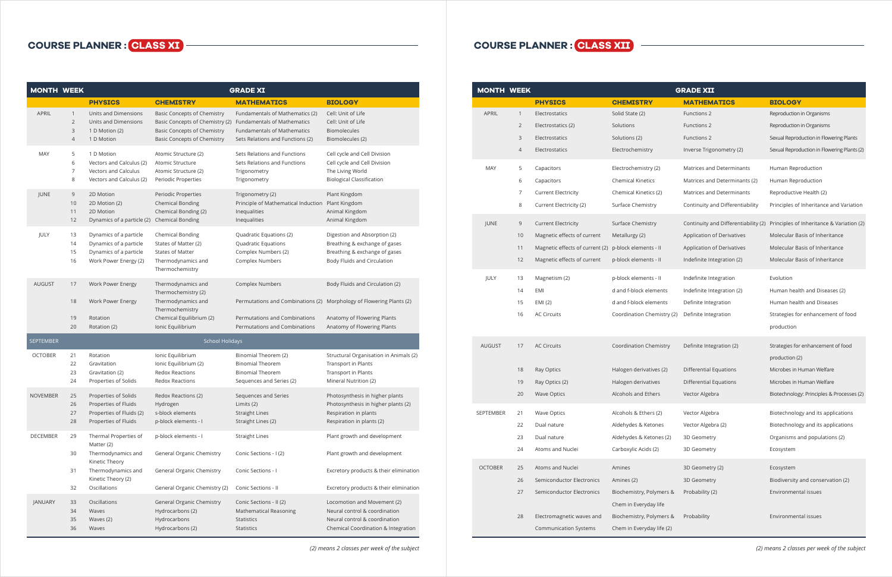## COURSE PLANNER : CLASS XI

| MONTH | WEEK | GRADE XI | | | |
|---|---|---|---|---|---|
| | | **PHYSICS** | **CHEMISTRY** | **MATHEMATICS** | **BIOLOGY** |
| APRIL | 1 | Units and Dimensions | Basic Concepts of Chemistry | Fundamentals of Mathematics (2) | Cell: Unit of Life |
| | 2 | Units and Dimensions | Basic Concepts of Chemistry (2) | Fundamentals of Mathematics | Cell: Unit of Life |
| | 3 | 1 D Motion (2) | Basic Concepts of Chemistry | Fundamentals of Mathematics | Biomolecules |
| | 4 | 1 D Motion | Basic Concepts of Chemistry | Sets Relations and Functions (2) | Biomolecules (2) |
| MAY | 5 | 1 D Motion | Atomic Structure (2) | Sets Relations and Functions | Cell cycle and Cell Division |
| | 6 | Vectors and Calculus (2) | Atomic Structure | Sets Relations and Functions | Cell cycle and Cell Division |
| | 7 | Vectors and Calculus | Atomic Structure (2) | Trigonometry | The Living World |
| | 8 | Vectors and Calculus (2) | Periodic Properties | Trigonometry | Biological Classification |
| JUNE | 9 | 2D Motion | Periodic Properties | Trigonometry (2) | Plant Kingdom |
| | 10 | 2D Motion (2) | Chemical Bonding | Principle of Mathematical Induction | Plant Kingdom |
| | 11 | 2D Motion | Chemical Bonding (2) | Inequalities | Animal Kingdom |
| | 12 | Dynamics of a particle (2) | Chemical Bonding | Inequalities | Animal Kingdom |
| JULY | 13 | Dynamics of a particle | Chemical Bonding | Quadratic Equations (2) | Digestion and Absorption (2) |
| | 14 | Dynamics of a particle | States of Matter (2) | Quadratic Equations | Breathing & exchange of gases |
| | 15 | Dynamics of a particle | States of Matter | Complex Numbers (2) | Breathing & exchange of gases |
| | 16 | Work Power Energy (2) | Thermodynamics and Thermochemistry | Complex Numbers | Body Fluids and Circulation |
| AUGUST | 17 | Work Power Energy | Thermodynamics and Thermochemistry (2) | Complex Numbers | Body Fluids and Circulation (2) |
| | 18 | Work Power Energy | Thermodynamics and Thermochemistry | Permutations and Combinations (2) | Morphology of Flowering Plants (2) |
| | 19 | Rotation | Chemical Equilibrium (2) | Permutations and Combinations | Anatomy of Flowering Plants |
| | 20 | Rotation (2) | Ionic Equilibrium | Permutations and Combinations | Anatomy of Flowering Plants |
| SEPTEMBER | | School Holidays | | | |
| OCTOBER | 21 | Rotation | Ionic Equilibrium | Binomial Theorem (2) | Structural Organisation in Animals (2) |
| | 22 | Gravitation | Ionic Equilibrium (2) | Binomial Theorem | Transport in Plants |
| | 23 | Gravitation (2) | Redox Reactions | Binomial Theorem | Transport in Plants |
| | 24 | Properties of Solids | Redox Reactions | Sequences and Series (2) | Mineral Nutrition (2) |
| NOVEMBER | 25 | Properties of Solids | Redox Reactions (2) | Sequences and Series | Photosynthesis in higher plants |
| | 26 | Properties of Fluids | Hydrogen | Limits (2) | Photosynthesis in higher plants (2) |
| | 27 | Properties of Fluids (2) | s-block elements | Straight Lines | Respiration in plants |
| | 28 | Properties of Fluids | p-block elements - I | Straight Lines (2) | Respiration in plants (2) |
| DECEMBER | 29 | Thermal Properties of Matter (2) | p-block elements - I | Straight Lines | Plant growth and development |
| | 30 | Thermodynamics and Kinetic Theory | General Organic Chemistry | Conic Sections - I (2) | Plant growth and development |
| | 31 | Thermodynamics and Kinetic Theory (2) | General Organic Chemistry | Conic Sections - I | Excretory products & their elimination |
| | 32 | Oscillations | General Organic Chemistry (2) | Conic Sections - II | Excretory products & their elimination |
| JANUARY | 33 | Oscillations | General Organic Chemistry | Conic Sections - II (2) | Locomotion and Movement (2) |
| | 34 | Waves | Hydrocarbons (2) | Mathematical Reasoning | Neural control & coordination |
| | 35 | Waves (2) | Hydrocarbons | Statistics | Neural control & coordination |
| | 36 | Waves | Hydrocarbons (2) | Statistics | Chemical Coordination & Integration |

*(2) means 2 classes per week of the subject*

## COURSE PLANNER : CLASS XII

| MONTH | WEEK | GRADE XII | | | |
|---|---|---|---|---|---|
| | | **PHYSICS** | **CHEMISTRY** | **MATHEMATICS** | **BIOLOGY** |
| APRIL | 1 | Electrostatics | Solid State (2) | Functions 2 | Reproduction in Organisms |
| | 2 | Electrostatics (2) | Solutions | Functions 2 | Reproduction in Organisms |
| | 3 | Electrostatics | Solutions (2) | Functions 2 | Sexual Reproduction in Flowering Plants |
| | 4 | Electrostatics | Electrochemistry | Inverse Trigonometry (2) | Sexual Reproduction in Flowering Plants (2) |
| MAY | 5 | Capacitors | Electrochemistry (2) | Matrices and Determinants | Human Reproduction |
| | 6 | Capacitors | Chemical Kinetics | Matrices and Determinants (2) | Human Reproduction |
| | 7 | Current Electricity | Chemical Kinetics (2) | Matrices and Determinants | Reproductive Health (2) |
| | 8 | Current Electricity (2) | Surface Chemistry | Continuity and Differentiability | Principles of Inheritance and Variation |
| JUNE | 9 | Current Electricity | Surface Chemistry | Continuity and Differentiability (2) | Principles of Inheritance & Variation (2) |
| | 10 | Magnetic effects of current | Metallurgy (2) | Application of Derivatives | Molecular Basis of Inheritance |
| | 11 | Magnetic effects of current (2) | p-block elements - II | Application of Derivatives | Molecular Basis of Inheritance |
| | 12 | Magnetic effects of current | p-block elements - II | Indefinite Integration (2) | Molecular Basis of Inheritance |
| JULY | 13 | Magnetism (2) | p-block elements - II | Indefinite Integration | Evolution |
| | 14 | EMI | d and f-block elements | Indefinite Integration (2) | Human health and Diseases (2) |
| | 15 | EMI (2) | d and f-block elements | Definite Integration | Human health and Diseases |
| | 16 | AC Circuits | Coordination Chemistry (2) | Definite Integration | Strategies for enhancement of food production |
| AUGUST | 17 | AC Circuits | Coordination Chemistry | Definite Integration (2) | Strategies for enhancement of food production (2) |
| | 18 | Ray Optics | Halogen derivatives (2) | Differential Equations | Microbes in Human Welfare |
| | 19 | Ray Optics (2) | Halogen derivatives | Differential Equations | Microbes in Human Welfare |
| | 20 | Wave Optics | Alcohols and Ethers | Vector Algebra | Biotechnology: Principles & Processes (2) |
| SEPTEMBER | 21 | Wave Optics | Alcohols & Ethers (2) | Vector Algebra | Biotechnology and its applications |
| | 22 | Dual nature | Aldehydes & Ketones | Vector Algebra (2) | Biotechnology and its applications |
| | 23 | Dual nature | Aldehydes & Ketones (2) | 3D Geometry | Organisms and populations (2) |
| | 24 | Atoms and Nuclei | Carboxylic Acids (2) | 3D Geometry | Ecosystem |
| OCTOBER | 25 | Atoms and Nuclei | Amines | 3D Geometry (2) | Ecosystem |
| | 26 | Semiconductor Electronics | Amines (2) | 3D Geometry | Biodiversity and conservation (2) |
| | 27 | Semiconductor Electronics | Biochemistry, Polymers & Chem in Everyday life | Probability (2) | Environmental issues |
| | 28 | Electromagnetic waves and Communication Systems | Biochemistry, Polymers & Chem in Everyday life (2) | Probability | Environmental issues |

*(2) means 2 classes per week of the subject*